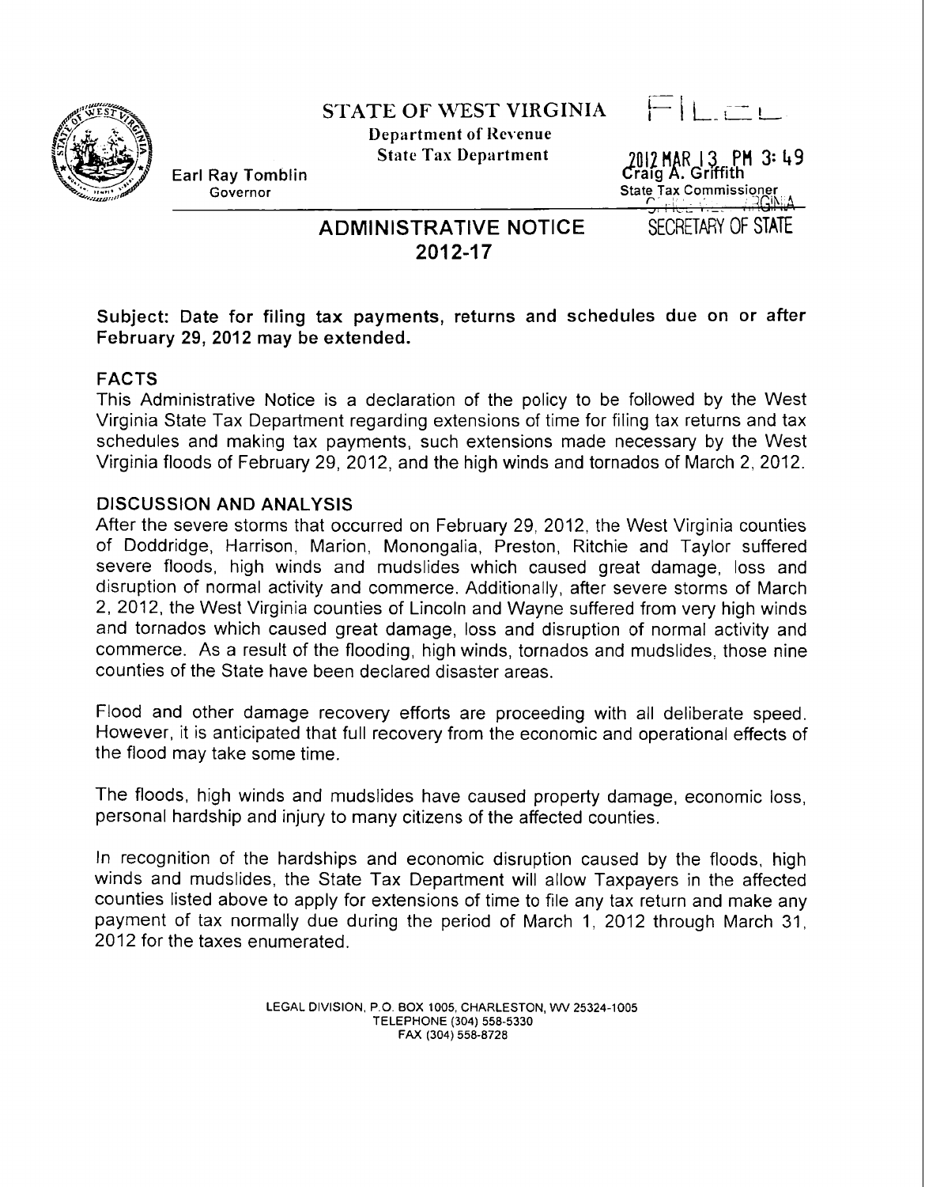# STATE OF WEST VIRGINIA

**Department of Revenue**
**State Tax Department**

FILED

2012 MAR 13 PM 3:49

OFFICE WEST VIRGINIA
SECRETARY OF STATE

Earl Ray Tomblin
Governor

Craig A. Griffith
State Tax Commissioner

## ADMINISTRATIVE NOTICE
## 2012-17

**Subject: Date for filing tax payments, returns and schedules due on or after February 29, 2012 may be extended.**

### FACTS

This Administrative Notice is a declaration of the policy to be followed by the West Virginia State Tax Department regarding extensions of time for filing tax returns and tax schedules and making tax payments, such extensions made necessary by the West Virginia floods of February 29, 2012, and the high winds and tornados of March 2, 2012.

### DISCUSSION AND ANALYSIS

After the severe storms that occurred on February 29, 2012, the West Virginia counties of Doddridge, Harrison, Marion, Monongalia, Preston, Ritchie and Taylor suffered severe floods, high winds and mudslides which caused great damage, loss and disruption of normal activity and commerce. Additionally, after severe storms of March 2, 2012, the West Virginia counties of Lincoln and Wayne suffered from very high winds and tornados which caused great damage, loss and disruption of normal activity and commerce. As a result of the flooding, high winds, tornados and mudslides, those nine counties of the State have been declared disaster areas.

Flood and other damage recovery efforts are proceeding with all deliberate speed. However, it is anticipated that full recovery from the economic and operational effects of the flood may take some time.

The floods, high winds and mudslides have caused property damage, economic loss, personal hardship and injury to many citizens of the affected counties.

In recognition of the hardships and economic disruption caused by the floods, high winds and mudslides, the State Tax Department will allow Taxpayers in the affected counties listed above to apply for extensions of time to file any tax return and make any payment of tax normally due during the period of March 1, 2012 through March 31, 2012 for the taxes enumerated.

LEGAL DIVISION, P.O. BOX 1005, CHARLESTON, WV 25324-1005
TELEPHONE (304) 558-5330
FAX (304) 558-8728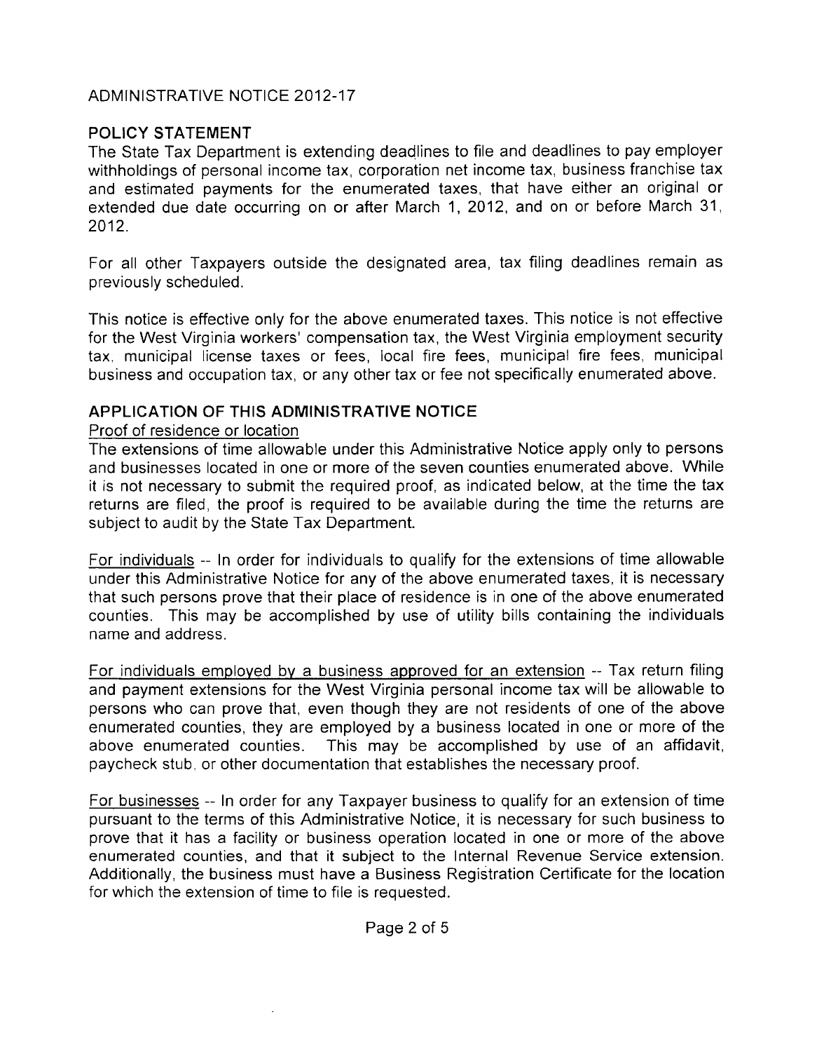ADMINISTRATIVE NOTICE 2012-17

## POLICY STATEMENT

The State Tax Department is extending deadlines to file and deadlines to pay employer withholdings of personal income tax, corporation net income tax, business franchise tax and estimated payments for the enumerated taxes, that have either an original or extended due date occurring on or after March 1, 2012, and on or before March 31, 2012.

For all other Taxpayers outside the designated area, tax filing deadlines remain as previously scheduled.

This notice is effective only for the above enumerated taxes. This notice is not effective for the West Virginia workers' compensation tax, the West Virginia employment security tax, municipal license taxes or fees, local fire fees, municipal fire fees, municipal business and occupation tax, or any other tax or fee not specifically enumerated above.

## APPLICATION OF THIS ADMINISTRATIVE NOTICE

Proof of residence or location

The extensions of time allowable under this Administrative Notice apply only to persons and businesses located in one or more of the seven counties enumerated above. While it is not necessary to submit the required proof, as indicated below, at the time the tax returns are filed, the proof is required to be available during the time the returns are subject to audit by the State Tax Department.

For individuals -- In order for individuals to qualify for the extensions of time allowable under this Administrative Notice for any of the above enumerated taxes, it is necessary that such persons prove that their place of residence is in one of the above enumerated counties. This may be accomplished by use of utility bills containing the individuals name and address.

For individuals employed by a business approved for an extension -- Tax return filing and payment extensions for the West Virginia personal income tax will be allowable to persons who can prove that, even though they are not residents of one of the above enumerated counties, they are employed by a business located in one or more of the above enumerated counties. This may be accomplished by use of an affidavit, paycheck stub, or other documentation that establishes the necessary proof.

For businesses -- In order for any Taxpayer business to qualify for an extension of time pursuant to the terms of this Administrative Notice, it is necessary for such business to prove that it has a facility or business operation located in one or more of the above enumerated counties, and that it subject to the Internal Revenue Service extension. Additionally, the business must have a Business Registration Certificate for the location for which the extension of time to file is requested.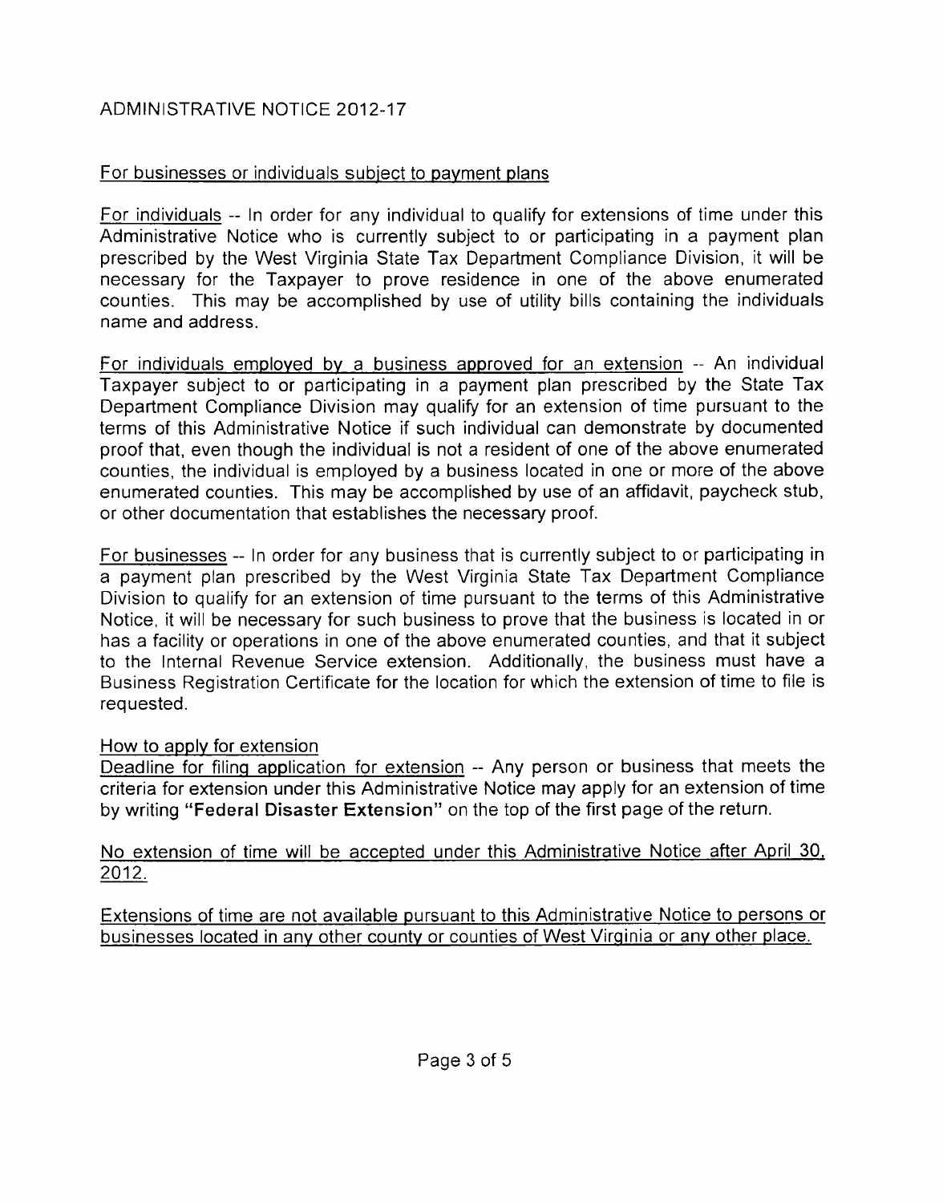ADMINISTRATIVE NOTICE 2012-17

For businesses or individuals subject to payment plans

For individuals -- In order for any individual to qualify for extensions of time under this Administrative Notice who is currently subject to or participating in a payment plan prescribed by the West Virginia State Tax Department Compliance Division, it will be necessary for the Taxpayer to prove residence in one of the above enumerated counties. This may be accomplished by use of utility bills containing the individuals name and address.

For individuals employed by a business approved for an extension -- An individual Taxpayer subject to or participating in a payment plan prescribed by the State Tax Department Compliance Division may qualify for an extension of time pursuant to the terms of this Administrative Notice if such individual can demonstrate by documented proof that, even though the individual is not a resident of one of the above enumerated counties, the individual is employed by a business located in one or more of the above enumerated counties. This may be accomplished by use of an affidavit, paycheck stub, or other documentation that establishes the necessary proof.

For businesses -- In order for any business that is currently subject to or participating in a payment plan prescribed by the West Virginia State Tax Department Compliance Division to qualify for an extension of time pursuant to the terms of this Administrative Notice, it will be necessary for such business to prove that the business is located in or has a facility or operations in one of the above enumerated counties, and that it subject to the Internal Revenue Service extension. Additionally, the business must have a Business Registration Certificate for the location for which the extension of time to file is requested.

How to apply for extension

Deadline for filing application for extension -- Any person or business that meets the criteria for extension under this Administrative Notice may apply for an extension of time by writing **"Federal Disaster Extension"** on the top of the first page of the return.

No extension of time will be accepted under this Administrative Notice after April 30, 2012.

Extensions of time are not available pursuant to this Administrative Notice to persons or businesses located in any other county or counties of West Virginia or any other place.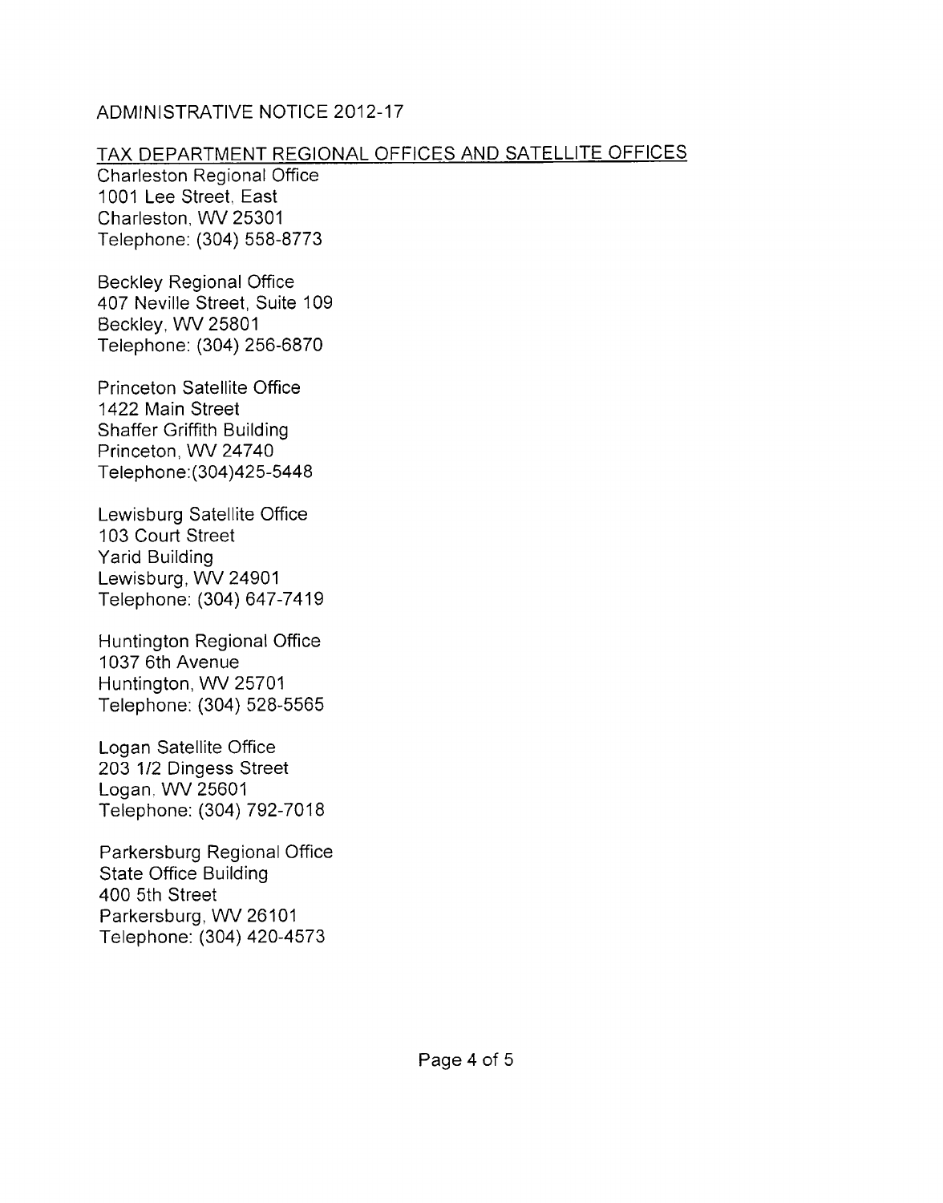ADMINISTRATIVE NOTICE 2012-17

TAX DEPARTMENT REGIONAL OFFICES AND SATELLITE OFFICES

Charleston Regional Office
1001 Lee Street, East
Charleston, WV 25301
Telephone: (304) 558-8773

Beckley Regional Office
407 Neville Street, Suite 109
Beckley, WV 25801
Telephone: (304) 256-6870

Princeton Satellite Office
1422 Main Street
Shaffer Griffith Building
Princeton, WV 24740
Telephone:(304)425-5448

Lewisburg Satellite Office
103 Court Street
Yarid Building
Lewisburg, WV 24901
Telephone: (304) 647-7419

Huntington Regional Office
1037 6th Avenue
Huntington, WV 25701
Telephone: (304) 528-5565

Logan Satellite Office
203 1/2 Dingess Street
Logan, WV 25601
Telephone: (304) 792-7018

Parkersburg Regional Office
State Office Building
400 5th Street
Parkersburg, WV 26101
Telephone: (304) 420-4573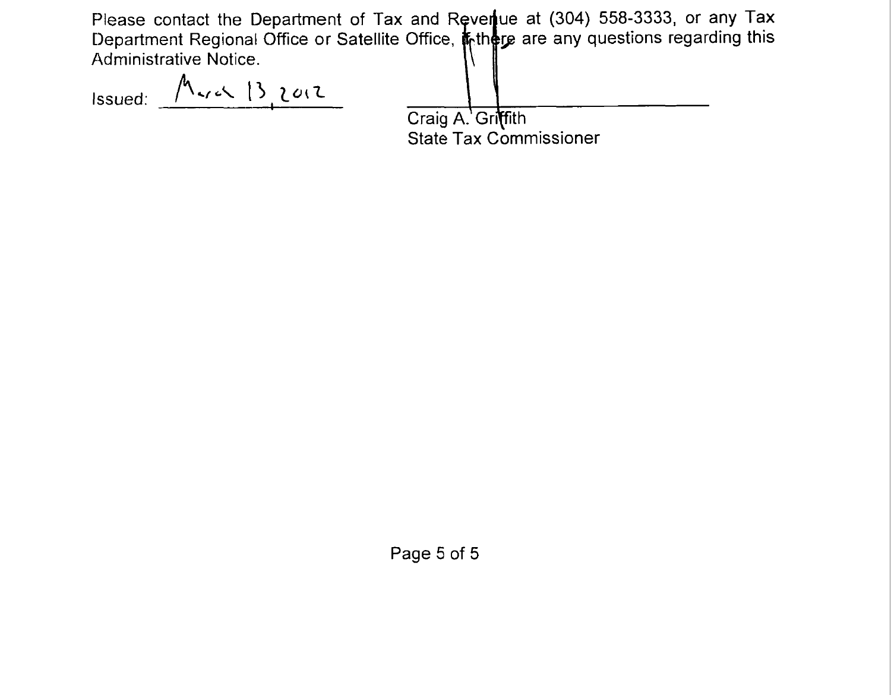Please contact the Department of Tax and Revenue at (304) 558-3333, or any Tax Department Regional Office or Satellite Office, if there are any questions regarding this Administrative Notice.

Issued: March 13, 2012

Craig A. Griffith
State Tax Commissioner